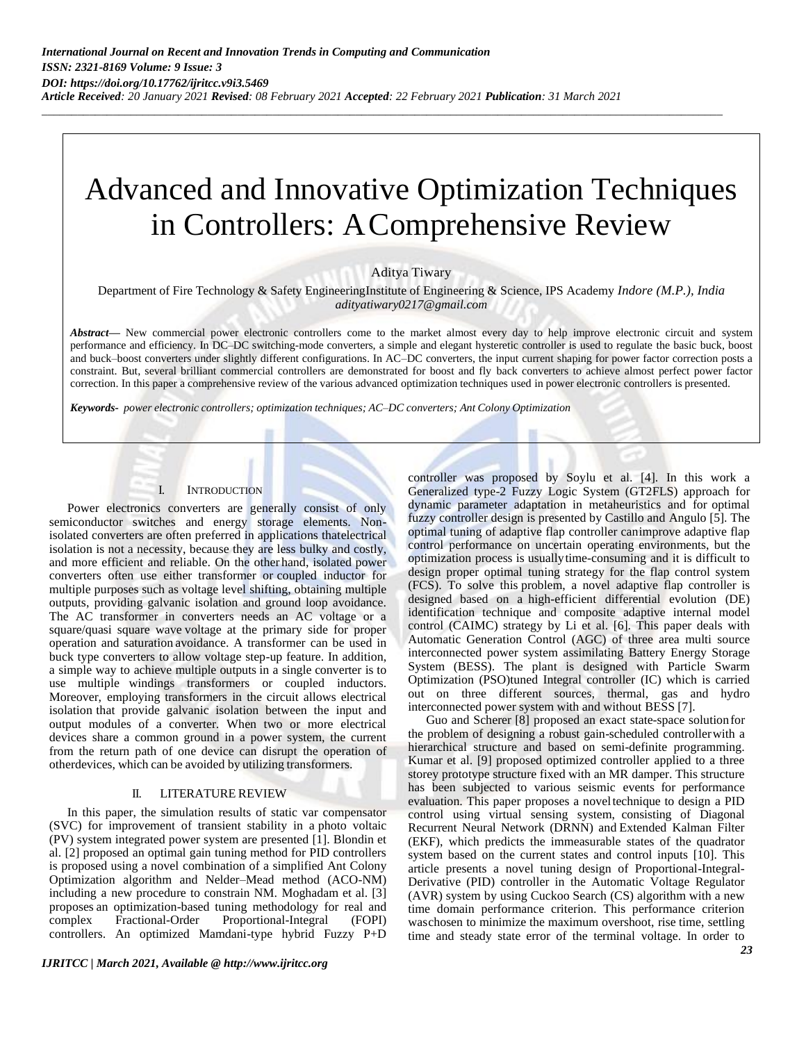# Advanced and Innovative Optimization Techniques in Controllers: A Comprehensive Review

Aditya Tiwary

Department of Fire Technology & Safety Engineering Institute of Engineering & Science, IPS Academy *Indore (M.P.), India*
*adityatiwary0217@gmail.com*

***Abstract*—** New commercial power electronic controllers come to the market almost every day to help improve electronic circuit and system performance and efficiency. In DC–DC switching-mode converters, a simple and elegant hysteretic controller is used to regulate the basic buck, boost and buck–boost converters under slightly different configurations. In AC–DC converters, the input current shaping for power factor correction posts a constraint. But, several brilliant commercial controllers are demonstrated for boost and fly back converters to achieve almost perfect power factor correction. In this paper a comprehensive review of the various advanced optimization techniques used in power electronic controllers is presented.

***Keywords-*** *power electronic controllers; optimization techniques; AC–DC converters; Ant Colony Optimization*

## I. INTRODUCTION

Power electronics converters are generally consist of only semiconductor switches and energy storage elements. Non-isolated converters are often preferred in applications that electrical isolation is not a necessity, because they are less bulky and costly, and more efficient and reliable. On the other hand, isolated power converters often use either transformer or coupled inductor for multiple purposes such as voltage level shifting, obtaining multiple outputs, providing galvanic isolation and ground loop avoidance. The AC transformer in converters needs an AC voltage or a square/quasi square wave voltage at the primary side for proper operation and saturation avoidance. A transformer can be used in buck type converters to allow voltage step-up feature. In addition, a simple way to achieve multiple outputs in a single converter is to use multiple windings transformers or coupled inductors. Moreover, employing transformers in the circuit allows electrical isolation that provide galvanic isolation between the input and output modules of a converter. When two or more electrical devices share a common ground in a power system, the current from the return path of one device can disrupt the operation of other devices, which can be avoided by utilizing transformers.

## II. LITERATURE REVIEW

In this paper, the simulation results of static var compensator (SVC) for improvement of transient stability in a photo voltaic (PV) system integrated power system are presented [1]. Blondin et al. [2] proposed an optimal gain tuning method for PID controllers is proposed using a novel combination of a simplified Ant Colony Optimization algorithm and Nelder–Mead method (ACO-NM) including a new procedure to constrain NM. Moghadam et al. [3] proposes an optimization-based tuning methodology for real and complex Fractional-Order Proportional-Integral (FOPI) controllers. An optimized Mamdani-type hybrid Fuzzy P+D controller was proposed by Soylu et al. [4]. In this work a Generalized type-2 Fuzzy Logic System (GT2FLS) approach for dynamic parameter adaptation in metaheuristics and for optimal fuzzy controller design is presented by Castillo and Angulo [5]. The optimal tuning of adaptive flap controller can improve adaptive flap control performance on uncertain operating environments, but the optimization process is usually time-consuming and it is difficult to design proper optimal tuning strategy for the flap control system (FCS). To solve this problem, a novel adaptive flap controller is designed based on a high-efficient differential evolution (DE) identification technique and composite adaptive internal model control (CAIMC) strategy by Li et al. [6]. This paper deals with Automatic Generation Control (AGC) of three area multi source interconnected power system assimilating Battery Energy Storage System (BESS). The plant is designed with Particle Swarm Optimization (PSO)tuned Integral controller (IC) which is carried out on three different sources, thermal, gas and hydro interconnected power system with and without BESS [7].

Guo and Scherer [8] proposed an exact state-space solution for the problem of designing a robust gain-scheduled controller with a hierarchical structure and based on semi-definite programming. Kumar et al. [9] proposed optimized controller applied to a three storey prototype structure fixed with an MR damper. This structure has been subjected to various seismic events for performance evaluation. This paper proposes a novel technique to design a PID control using virtual sensing system, consisting of Diagonal Recurrent Neural Network (DRNN) and Extended Kalman Filter (EKF), which predicts the immeasurable states of the quadrator system based on the current states and control inputs [10]. This article presents a novel tuning design of Proportional-Integral-Derivative (PID) controller in the Automatic Voltage Regulator (AVR) system by using Cuckoo Search (CS) algorithm with a new time domain performance criterion. This performance criterion was chosen to minimize the maximum overshoot, rise time, settling time and steady state error of the terminal voltage. In order to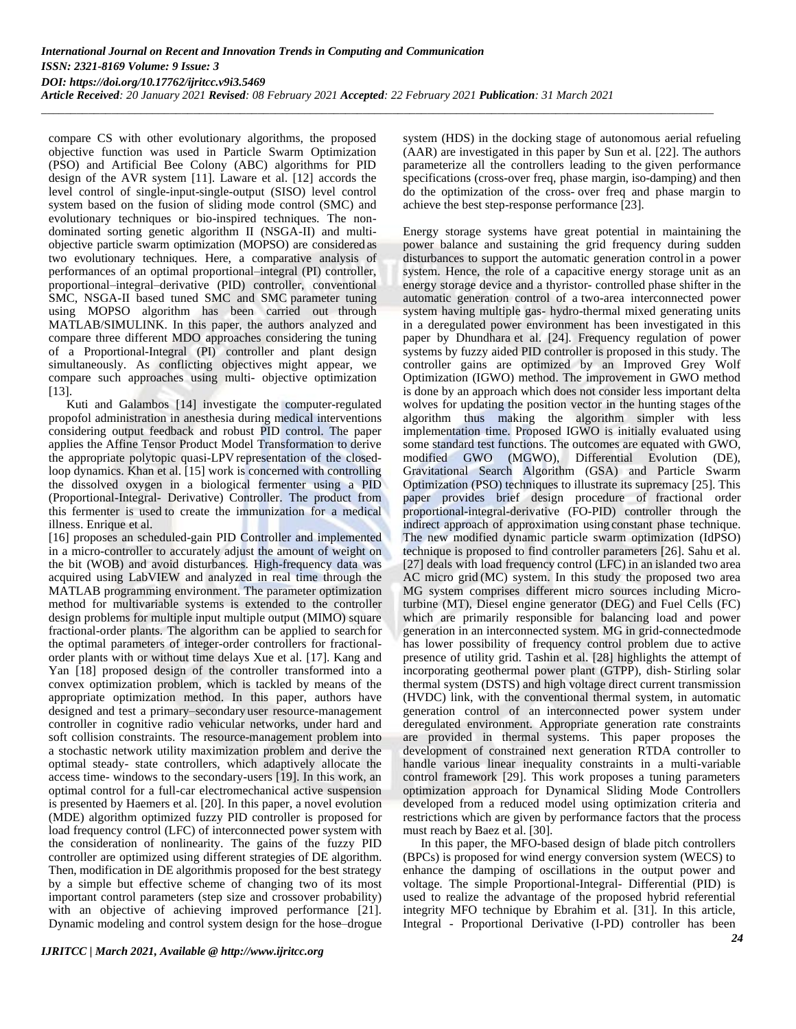compare CS with other evolutionary algorithms, the proposed objective function was used in Particle Swarm Optimization (PSO) and Artificial Bee Colony (ABC) algorithms for PID design of the AVR system [11]. Laware et al. [12] accords the level control of single-input-single-output (SISO) level control system based on the fusion of sliding mode control (SMC) and evolutionary techniques or bio-inspired techniques. The non-dominated sorting genetic algorithm II (NSGA-II) and multi-objective particle swarm optimization (MOPSO) are considered as two evolutionary techniques. Here, a comparative analysis of performances of an optimal proportional–integral (PI) controller, proportional–integral–derivative (PID) controller, conventional SMC, NSGA-II based tuned SMC and SMC parameter tuning using MOPSO algorithm has been carried out through MATLAB/SIMULINK. In this paper, the authors analyzed and compare three different MDO approaches considering the tuning of a Proportional-Integral (PI) controller and plant design simultaneously. As conflicting objectives might appear, we compare such approaches using multi- objective optimization [13].

Kuti and Galambos [14] investigate the computer-regulated propofol administration in anesthesia during medical interventions considering output feedback and robust PID control. The paper applies the Affine Tensor Product Model Transformation to derive the appropriate polytopic quasi-LPV representation of the closed-loop dynamics. Khan et al. [15] work is concerned with controlling the dissolved oxygen in a biological fermenter using a PID (Proportional-Integral- Derivative) Controller. The product from this fermenter is used to create the immunization for a medical illness. Enrique et al.

[16] proposes an scheduled-gain PID Controller and implemented in a micro-controller to accurately adjust the amount of weight on the bit (WOB) and avoid disturbances. High-frequency data was acquired using LabVIEW and analyzed in real time through the MATLAB programming environment. The parameter optimization method for multivariable systems is extended to the controller design problems for multiple input multiple output (MIMO) square fractional-order plants. The algorithm can be applied to search for the optimal parameters of integer-order controllers for fractional-order plants with or without time delays Xue et al. [17]. Kang and Yan [18] proposed design of the controller transformed into a convex optimization problem, which is tackled by means of the appropriate optimization method. In this paper, authors have designed and test a primary–secondary user resource-management controller in cognitive radio vehicular networks, under hard and soft collision constraints. The resource-management problem into a stochastic network utility maximization problem and derive the optimal steady- state controllers, which adaptively allocate the access time- windows to the secondary-users [19]. In this work, an optimal control for a full-car electromechanical active suspension is presented by Haemers et al. [20]. In this paper, a novel evolution (MDE) algorithm optimized fuzzy PID controller is proposed for load frequency control (LFC) of interconnected power system with the consideration of nonlinearity. The gains of the fuzzy PID controller are optimized using different strategies of DE algorithm. Then, modification in DE algorithmis proposed for the best strategy by a simple but effective scheme of changing two of its most important control parameters (step size and crossover probability) with an objective of achieving improved performance [21]. Dynamic modeling and control system design for the hose–drogue system (HDS) in the docking stage of autonomous aerial refueling (AAR) are investigated in this paper by Sun et al. [22]. The authors parameterize all the controllers leading to the given performance specifications (cross-over freq, phase margin, iso-damping) and then do the optimization of the cross- over freq and phase margin to achieve the best step-response performance [23].

Energy storage systems have great potential in maintaining the power balance and sustaining the grid frequency during sudden disturbances to support the automatic generation control in a power system. Hence, the role of a capacitive energy storage unit as an energy storage device and a thyristor- controlled phase shifter in the automatic generation control of a two-area interconnected power system having multiple gas- hydro-thermal mixed generating units in a deregulated power environment has been investigated in this paper by Dhundhara et al. [24]. Frequency regulation of power systems by fuzzy aided PID controller is proposed in this study. The controller gains are optimized by an Improved Grey Wolf Optimization (IGWO) method. The improvement in GWO method is done by an approach which does not consider less important delta wolves for updating the position vector in the hunting stages of the algorithm thus making the algorithm simpler with less implementation time. Proposed IGWO is initially evaluated using some standard test functions. The outcomes are equated with GWO, modified GWO (MGWO), Differential Evolution (DE), Gravitational Search Algorithm (GSA) and Particle Swarm Optimization (PSO) techniques to illustrate its supremacy [25]. This paper provides brief design procedure of fractional order proportional-integral-derivative (FO-PID) controller through the indirect approach of approximation using constant phase technique. The new modified dynamic particle swarm optimization (IdPSO) technique is proposed to find controller parameters [26]. Sahu et al. [27] deals with load frequency control (LFC) in an islanded two area AC micro grid (MC) system. In this study the proposed two area MG system comprises different micro sources including Micro-turbine (MT), Diesel engine generator (DEG) and Fuel Cells (FC) which are primarily responsible for balancing load and power generation in an interconnected system. MG in grid-connectedmode has lower possibility of frequency control problem due to active presence of utility grid. Tashin et al. [28] highlights the attempt of incorporating geothermal power plant (GTPP), dish- Stirling solar thermal system (DSTS) and high voltage direct current transmission (HVDC) link, with the conventional thermal system, in automatic generation control of an interconnected power system under deregulated environment. Appropriate generation rate constraints are provided in thermal systems. This paper proposes the development of constrained next generation RTDA controller to handle various linear inequality constraints in a multi-variable control framework [29]. This work proposes a tuning parameters optimization approach for Dynamical Sliding Mode Controllers developed from a reduced model using optimization criteria and restrictions which are given by performance factors that the process must reach by Baez et al. [30].

In this paper, the MFO-based design of blade pitch controllers (BPCs) is proposed for wind energy conversion system (WECS) to enhance the damping of oscillations in the output power and voltage. The simple Proportional-Integral- Differential (PID) is used to realize the advantage of the proposed hybrid referential integrity MFO technique by Ebrahim et al. [31]. In this article, Integral - Proportional Derivative (I-PD) controller has been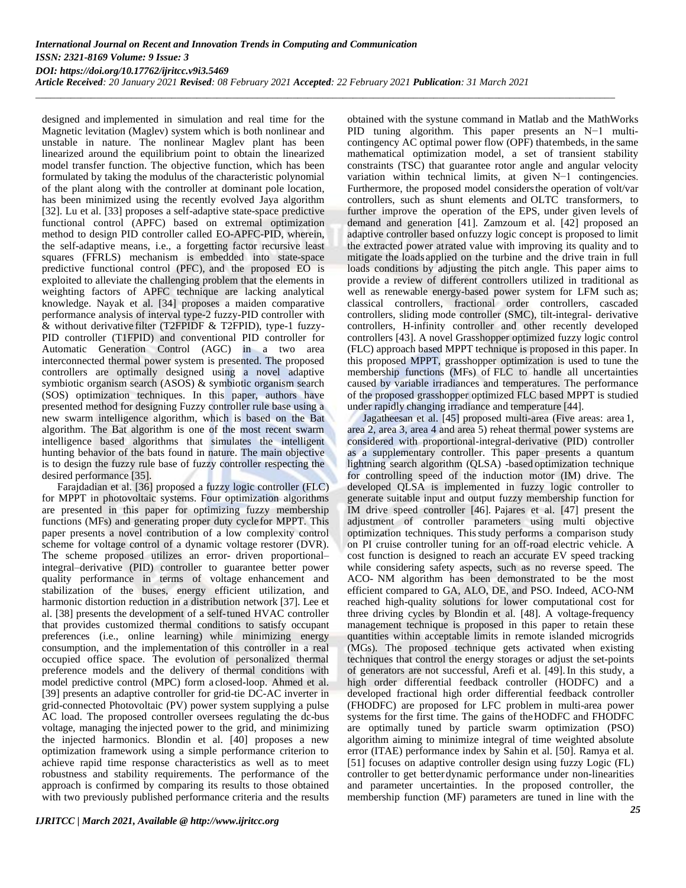designed and implemented in simulation and real time for the Magnetic levitation (Maglev) system which is both nonlinear and unstable in nature. The nonlinear Maglev plant has been linearized around the equilibrium point to obtain the linearized model transfer function. The objective function, which has been formulated by taking the modulus of the characteristic polynomial of the plant along with the controller at dominant pole location, has been minimized using the recently evolved Jaya algorithm [32]. Lu et al. [33] proposes a self-adaptive state-space predictive functional control (APFC) based on extremal optimization method to design PID controller called EO-APFC-PID, wherein, the self-adaptive means, i.e., a forgetting factor recursive least squares (FFRLS) mechanism is embedded into state-space predictive functional control (PFC), and the proposed EO is exploited to alleviate the challenging problem that the elements in weighting factors of APFC technique are lacking analytical knowledge. Nayak et al. [34] proposes a maiden comparative performance analysis of interval type-2 fuzzy-PID controller with & without derivative filter (T2FPIDF & T2FPID), type-1 fuzzy-PID controller (T1FPID) and conventional PID controller for Automatic Generation Control (AGC) in a two area interconnected thermal power system is presented. The proposed controllers are optimally designed using a novel adaptive symbiotic organism search (ASOS) & symbiotic organism search (SOS) optimization techniques. In this paper, authors have presented method for designing Fuzzy controller rule base using a new swarm intelligence algorithm, which is based on the Bat algorithm. The Bat algorithm is one of the most recent swarm intelligence based algorithms that simulates the intelligent hunting behavior of the bats found in nature. The main objective is to design the fuzzy rule base of fuzzy controller respecting the desired performance [35].

Farajdadian et al. [36] proposed a fuzzy logic controller (FLC) for MPPT in photovoltaic systems. Four optimization algorithms are presented in this paper for optimizing fuzzy membership functions (MFs) and generating proper duty cycle for MPPT. This paper presents a novel contribution of a low complexity control scheme for voltage control of a dynamic voltage restorer (DVR). The scheme proposed utilizes an error- driven proportional–integral–derivative (PID) controller to guarantee better power quality performance in terms of voltage enhancement and stabilization of the buses, energy efficient utilization, and harmonic distortion reduction in a distribution network [37]. Lee et al. [38] presents the development of a self-tuned HVAC controller that provides customized thermal conditions to satisfy occupant preferences (i.e., online learning) while minimizing energy consumption, and the implementation of this controller in a real occupied office space. The evolution of personalized thermal preference models and the delivery of thermal conditions with model predictive control (MPC) form a closed-loop. Ahmed et al. [39] presents an adaptive controller for grid-tie DC-AC inverter in grid-connected Photovoltaic (PV) power system supplying a pulse AC load. The proposed controller oversees regulating the dc-bus voltage, managing the injected power to the grid, and minimizing the injected harmonics. Blondin et al. [40] proposes a new optimization framework using a simple performance criterion to achieve rapid time response characteristics as well as to meet robustness and stability requirements. The performance of the approach is confirmed by comparing its results to those obtained with two previously published performance criteria and the results obtained with the systune command in Matlab and the MathWorks PID tuning algorithm. This paper presents an N−1 multi-contingency AC optimal power flow (OPF) that embeds, in the same mathematical optimization model, a set of transient stability constraints (TSC) that guarantee rotor angle and angular velocity variation within technical limits, at given N−1 contingencies. Furthermore, the proposed model considers the operation of volt/var controllers, such as shunt elements and OLTC transformers, to further improve the operation of the EPS, under given levels of demand and generation [41]. Zamzoum et al. [42] proposed an adaptive controller based on fuzzy logic concept is proposed to limit the extracted power at rated value with improving its quality and to mitigate the loads applied on the turbine and the drive train in full loads conditions by adjusting the pitch angle. This paper aims to provide a review of different controllers utilized in traditional as well as renewable energy-based power system for LFM such as; classical controllers, fractional order controllers, cascaded controllers, sliding mode controller (SMC), tilt-integral- derivative controllers, H-infinity controller and other recently developed controllers [43]. A novel Grasshopper optimized fuzzy logic control (FLC) approach based MPPT technique is proposed in this paper. In this proposed MPPT, grasshopper optimization is used to tune the membership functions (MFs) of FLC to handle all uncertainties caused by variable irradiances and temperatures. The performance of the proposed grasshopper optimized FLC based MPPT is studied under rapidly changing irradiance and temperature [44].

Jagatheesan et al. [45] proposed multi-area (Five areas: area 1, area 2, area 3, area 4 and area 5) reheat thermal power systems are considered with proportional-integral-derivative (PID) controller as a supplementary controller. This paper presents a quantum lightning search algorithm (QLSA) -based optimization technique for controlling speed of the induction motor (IM) drive. The developed QLSA is implemented in fuzzy logic controller to generate suitable input and output fuzzy membership function for IM drive speed controller [46]. Pajares et al. [47] present the adjustment of controller parameters using multi objective optimization techniques. This study performs a comparison study on PI cruise controller tuning for an off-road electric vehicle. A cost function is designed to reach an accurate EV speed tracking while considering safety aspects, such as no reverse speed. The ACO- NM algorithm has been demonstrated to be the most efficient compared to GA, ALO, DE, and PSO. Indeed, ACO-NM reached high-quality solutions for lower computational cost for three driving cycles by Blondin et al. [48]. A voltage-frequency management technique is proposed in this paper to retain these quantities within acceptable limits in remote islanded microgrids (MGs). The proposed technique gets activated when existing techniques that control the energy storages or adjust the set-points of generators are not successful, Arefi et al. [49]. In this study, a high order differential feedback controller (HODFC) and a developed fractional high order differential feedback controller (FHODFC) are proposed for LFC problem in multi-area power systems for the first time. The gains of the HODFC and FHODFC are optimally tuned by particle swarm optimization (PSO) algorithm aiming to minimize integral of time weighted absolute error (ITAE) performance index by Sahin et al. [50]. Ramya et al. [51] focuses on adaptive controller design using fuzzy Logic (FL) controller to get better dynamic performance under non-linearities and parameter uncertainties. In the proposed controller, the membership function (MF) parameters are tuned in line with the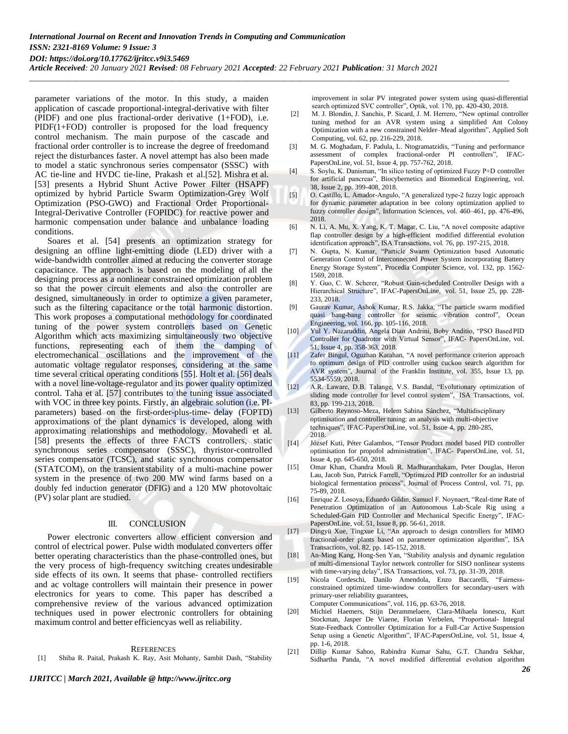parameter variations of the motor. In this study, a maiden application of cascade proportional-integral-derivative with filter (PIDF) and one plus fractional-order derivative (1+FOD), i.e. PIDF(1+FOD) controller is proposed for the load frequency control mechanism. The main purpose of the cascade and fractional order controller is to increase the degree of freedomand reject the disturbances faster. A novel attempt has also been made to model a static synchronous series compensator (SSSC) with AC tie-line and HVDC tie-line, Prakash et al.[52]. Mishra et al. [53] presents a Hybrid Shunt Active Power Filter (HSAPF) optimized by hybrid Particle Swarm Optimization-Grey Wolf Optimization (PSO-GWO) and Fractional Order Proportional-Integral-Derivative Controller (FOPIDC) for reactive power and harmonic compensation under balance and unbalance loading conditions.

Soares et al. [54] presents an optimization strategy for designing an offline light-emitting diode (LED) driver with a wide-bandwidth controller aimed at reducing the converter storage capacitance. The approach is based on the modeling of all the designing process as a nonlinear constrained optimization problem so that the power circuit elements and also the controller are designed, simultaneously in order to optimize a given parameter, such as the filtering capacitance or the total harmonic distortion. This work proposes a computational methodology for coordinated tuning of the power system controllers based on Genetic Algorithm which acts maximizing simultaneously two objective functions, representing each of them the damping of electromechanical oscillations and the improvement of the automatic voltage regulator responses, considering at the same time several critical operating conditions [55]. Holt et al. [56] deals with a novel line-voltage-regulator and its power quality optimized control. Taha et al. [57] contributes to the tuning issue associated with VOC in three key points. Firstly, an algebraic solution (i.e. PI-parameters) based on the first-order-plus-time- delay (FOPTD) approximations of the plant dynamics is developed, along with approximating relationships and methodology. Movahedi et al. [58] presents the effects of three FACTS controllers, static synchronous series compensator (SSSC), thyristor-controlled series compensator (TCSC), and static synchronous compensator (STATCOM), on the transient stability of a multi-machine power system in the presence of two 200 MW wind farms based on a doubly fed induction generator (DFIG) and a 120 MW photovoltaic (PV) solar plant are studied.

## III. CONCLUSION

Power electronic converters allow efficient conversion and control of electrical power. Pulse width modulated converters offer better operating characteristics than the phase-controlled ones, but the very process of high-frequency switching creates undesirable side effects of its own. It seems that phase- controlled rectifiers and ac voltage controllers will maintain their presence in power electronics for years to come. This paper has described a comprehensive review of the various advanced optimization techniques used in power electronic controllers for obtaining maximum control and better efficiencyas well as reliability.

## REFERENCES

[1] Shiba R. Paital, Prakash K. Ray, Asit Mohanty, Sambit Dash, "Stability improvement in solar PV integrated power system using quasi-differential search optimized SVC controller", Optik, vol. 170, pp. 420-430, 2018.

[2] M. J. Blondin, J. Sanchis, P. Sicard, J. M. Herrero, "New optimal controller tuning method for an AVR system using a simplified Ant Colony Optimization with a new constrained Nelder–Mead algorithm", Applied Soft Computing, vol. 62, pp. 216-229, 2018.

[3] M. G. Moghadam, F. Padula, L. Ntogramatzidis, "Tuning and performance assessment of complex fractional-order PI controllers", IFAC-PapersOnLine, vol. 51, Issue 4, pp. 757-762, 2018.

[4] S. Soylu, K. Danisman, "In silico testing of optimized Fuzzy P+D controller for artificial pancreas", Biocybernetics and Biomedical Engineering, vol. 38, Issue 2, pp. 399-408, 2018.

[5] O. Castillo, L. Amador-Angulo, "A generalized type-2 fuzzy logic approach for dynamic parameter adaptation in bee colony optimization applied to fuzzy controller design", Information Sciences, vol. 460–461, pp. 476-496, 2018.

[6] N. Li, A. Mu, X. Yang, K. T. Magar, C. Liu, "A novel composite adaptive flap controller design by a high-efficient modified differential evolution identification approach", ISA Transactions, vol. 76, pp. 197-215, 2018.

[7] N. Gupta, N. Kumar, "Particle Swarm Optimization based Automatic Generation Control of Interconnected Power System incorporating Battery Energy Storage System", Procedia Computer Science, vol. 132, pp. 1562-1569, 2018.

[8] Y. Guo, C. W. Scherer, "Robust Gain-scheduled Controller Design with a Hierarchical Structure", IFAC-PapersOnLine, vol. 51, Issue 25, pp. 228-233, 2018.

[9] Gaurav Kumar, Ashok Kumar, R.S. Jakka, "The particle swarm modified quasi bang-bang controller for seismic vibration control", Ocean Engineering, vol. 166, pp. 105-116, 2018.

[10] Yul Y. Nazaruddin, Angela Dian Andrini, Boby Anditio, "PSO Based PID Controller for Quadrotor with Virtual Sensor", IFAC- PapersOnLine, vol. 51, Issue 4, pp. 358-363, 2018.

[11] Zafer Bingul, Oguzhan Karahan, "A novel performance criterion approach to optimum design of PID controller using cuckoo search algorithm for AVR system", Journal of the Franklin Institute, vol. 355, Issue 13, pp. 5534-5559, 2018.

[12] A.R. Laware, D.B. Talange, V.S. Bandal, "Evolutionary optimization of sliding mode controller for level control system", ISA Transactions, vol. 83, pp. 199-213, 2018.

[13] Gilberto Reynoso-Meza, Helem Sabina Sánchez, "Multidisciplinary optimisation and controller tuning: an analysis with multi-objective techniques", IFAC-PapersOnLine, vol. 51, Issue 4, pp. 280-285, 2018.

[14] József Kuti, Péter Galambos, "Tensor Product model based PID controller optimisation for propofol administration", IFAC- PapersOnLine, vol. 51, Issue 4, pp. 645-650, 2018.

[15] Omar Khan, Chandra Mouli R. Madhuranthakam, Peter Douglas, Heron Lau, Jacob Sun, Patrick Farrell, "Optimized PID controller for an industrial biological fermentation process", Journal of Process Control, vol. 71, pp. 75-89, 2018.

[16] Enrique Z. Losoya, Eduardo Gildin, Samuel F. Noynaert, "Real-time Rate of Penetration Optimization of an Autonomous Lab-Scale Rig using a Scheduled-Gain PID Controller and Mechanical Specific Energy", IFAC-PapersOnLine, vol. 51, Issue 8, pp. 56-61, 2018.

[17] Dingyü Xue, Tingxue Li, "An approach to design controllers for MIMO fractional-order plants based on parameter optimization algorithm", ISA Transactions, vol. 82, pp. 145-152, 2018.

[18] An-Ming Kang, Hong-Sen Yan, "Stability analysis and dynamic regulation of multi-dimensional Taylor network controller for SISO nonlinear systems with time-varying delay", ISA Transactions, vol. 73, pp. 31-39, 2018.

[19] Nicola Cordeschi, Danilo Amendola, Enzo Baccarelli, "Fairness-constrained optimized time-window controllers for secondary-users with primary-user reliability guarantees, Computer Communications", vol. 116, pp. 63-76, 2018.

[20] Michiel Haemers, Stijn Derammelaere, Clara-Mihaela Ionescu, Kurt Stockman, Jasper De Viaene, Florian Verbelen, "Proportional- Integral State-Feedback Controller Optimization for a Full-Car Active Suspension Setup using a Genetic Algorithm", IFAC-PapersOnLine, vol. 51, Issue 4, pp. 1-6, 2018.

[21] Dillip Kumar Sahoo, Rabindra Kumar Sahu, G.T. Chandra Sekhar, Sidhartha Panda, "A novel modified differential evolution algorithm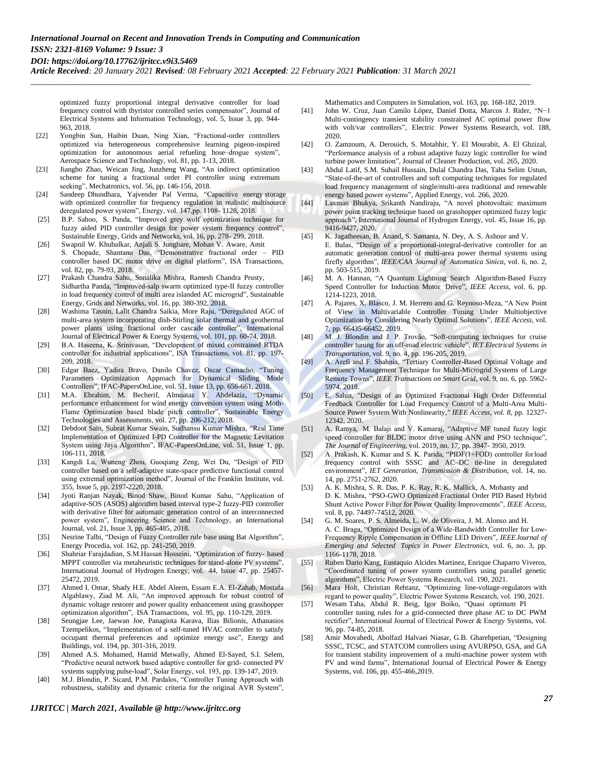optimized fuzzy proportional integral derivative controller for load frequency control with thyristor controlled series compensator", Journal of Electrical Systems and Information Technology, vol. 5, Issue 3, pp. 944-963, 2018.

[22] Yongbin Sun, Haibin Duan, Ning Xian, "Fractional-order controllers optimized via heterogeneous comprehensive learning pigeon-inspired optimization for autonomous aerial refueling hose–drogue system", Aerospace Science and Technology, vol. 81, pp. 1-13, 2018.

[23] Jiangbo Zhao, Weican Jing, Junzheng Wang, "An indirect optimization scheme for tuning a fractional order PI controller using extremum seeking", Mechatronics, vol. 56, pp. 146-156, 2018.

[24] Sandeep Dhundhara, Yajvender Pal Verma, "Capacitive energy storage with optimized controller for frequency regulation in realistic multisource deregulated power system", Energy, vol. 147,pp. 1108- 1128, 2018.

[25] B.P. Sahoo, S. Panda, "Improved grey wolf optimization technique for fuzzy aided PID controller design for power system frequency control", Sustainable Energy, Grids and Networks, vol. 16, pp. 278- 299, 2018.

[26] Swapnil W. Khubalkar, Anjali S. Junghare, Mohan V. Aware, Amit S. Chopade, Shantanu Das, "Demonstrative fractional order – PID controller based DC motor drive on digital platform", ISA Transactions, vol. 82, pp. 79-93, 2018.

[27] Prakash Chandra Sahu, Sonalika Mishra, Ramesh Chandra Prusty, Sidhartha Panda, "Improved-salp swarm optimized type-II fuzzy controller in load frequency control of multi area islanded AC microgrid", Sustainable Energy, Grids and Networks, vol. 16, pp. 380-392, 2018.

[28] Washima Tasnin, Lalit Chandra Saikia, More Raju, "Deregulated AGC of multi-area system incorporating dish-Stirling solar thermal and geothermal power plants using fractional order cascade controller", International Journal of Electrical Power & Energy Systems, vol. 101, pp. 60-74, 2018.

[29] B.A. Haseena, K. Srinivasan, "Development of mixed constrained RTDA controller for industrial applications", ISA Transactions, vol. 81, pp. 197-209, 2018.

[30] Edgar Baez, Yadira Bravo, Danilo Chavez, Oscar Camacho, "Tuning Parameters Optimization Approach for Dynamical Sliding Mode Controllers", IFAC-PapersOnLine, vol. 51, Issue 13, pp. 656-661, 2018.

[31] M.A. Ebrahim, M. Becherif, Almoataz Y. Abdelaziz, "Dynamic performance enhancement for wind energy conversion system using Moth-Flame Optimization based blade pitch controller", Sustainable Energy Technologies and Assessments, vol. 27, pp. 206-212, 2018.

[32] Debdoot Sain, Subrat Kumar Swain, Sudhansu Kumar Mishra, "Real Time Implementation of Optimized I-PD Controller for the Magnetic Levitation System using Jaya Algorithm", IFAC-PapersOnLine, vol. 51, Issue 1, pp. 106-111, 2018.

[33] Kangdi Lu, Wuneng Zhou, Guoqiang Zeng, Wei Du, "Design of PID controller based on a self-adaptive state-space predictive functional control using extremal optimization method", Journal of the Franklin Institute, vol. 355, Issue 5, pp. 2197-2220, 2018.

[34] Jyoti Ranjan Nayak, Binod Shaw, Binod Kumar Sahu, "Application of adaptive-SOS (ASOS) algorithm based interval type-2 fuzzy-PID controller with derivative filter for automatic generation control of an interconnected power system", Engineering Science and Technology, an International Journal, vol. 21, Issue 3, pp. 465-485, 2018.

[35] Nesrine Talbi, "Design of Fuzzy Controller rule base using Bat Algorithm", Energy Procedia, vol. 162, pp. 241-250, 2019.

[36] Shahriar Farajdadian, S.M.Hassan Hosseini, "Optimization of fuzzy- based MPPT controller via metaheuristic techniques for stand-alone PV systems", International Journal of Hydrogen Energy, vol. 44, Issue 47, pp. 25457-25472, 2019.

[37] Ahmed I. Omar, Shady H.E. Abdel Aleem, Essam E.A. El-Zahab, Mostafa Algablawy, Ziad M. Ali, "An improved approach for robust control of dynamic voltage restorer and power quality enhancement using grasshopper optimization algorithm", ISA Transactions, vol. 95, pp. 110-129, 2019.

[38] Seungjae Lee, Jaewan Joe, Panagiota Karava, Ilias Bilionis, Athanasios Tzempelikos, "Implementation of a self-tuned HVAC controller to satisfy occupant thermal preferences and optimize energy use", Energy and Buildings, vol. 194, pp. 301-316, 2019.

[39] Ahmed A.S. Mohamed, Hamid Metwally, Ahmed El-Sayed, S.I. Selem, "Predictive neural network based adaptive controller for grid- connected PV systems supplying pulse-load", Solar Energy, vol. 193, pp. 139-147, 2019.

[40] M.J. Blondin, P. Sicard, P.M. Pardalos, "Controller Tuning Approach with robustness, stability and dynamic criteria for the original AVR System", Mathematics and Computers in Simulation, vol. 163, pp. 168-182, 2019.

[41] John W. Cruz, Juan Camilo López, Daniel Dotta, Marcos J. Rider, "N−1 Multi-contingency transient stability constrained AC optimal power flow with volt/var controllers", Electric Power Systems Research, vol. 188, 2020.

[42] O. Zamzoum, A. Derouich, S. Motahhir, Y. El Mourabit, A. El Ghzizal, "Performance analysis of a robust adaptive fuzzy logic controller for wind turbine power limitation", Journal of Cleaner Production, vol. 265, 2020.

[43] Abdul Latif, S.M. Suhail Hussain, Dulal Chandra Das, Taha Selim Ustun, "State-of-the-art of controllers and soft computing techniques for regulated load frequency management of single/multi-area traditional and renewable energy based power systems", Applied Energy, vol. 266, 2020.

[44] Laxman Bhukya, Srikanth Nandiraju, "A novel photovoltaic maximum power point tracking technique based on grasshopper optimized fuzzy logic approach", International Journal of Hydrogen Energy, vol. 45, Issue 16, pp. 9416-9427, 2020.

[45] K. Jagatheesan, B. Anand, S. Samanta, N. Dey, A. S. Ashour and V. E. Balas, "Design of a proportional-integral-derivative controller for an automatic generation control of multi-area power thermal systems using firefly algorithm", *IEEE/CAA Journal of Automatica Sinica*, vol. 6, no. 2, pp. 503-515, 2019.

[46] M. A. Hannan, "A Quantum Lightning Search Algorithm-Based Fuzzy Speed Controller for Induction Motor Drive", *IEEE Access*, vol. 6, pp. 1214-1223, 2018.

[47] A. Pajares, X. Blasco, J. M. Herrero and G. Reynoso-Meza, "A New Point of View in Multivariable Controller Tuning Under Multiobjective Optimization by Considering Nearly Optimal Solutions", *IEEE Access*, vol. 7, pp. 66435-66452, 2019.

[48] M. J. Blondin and J. P. Trovão, "Soft-computing techniques for cruise controller tuning for an off-road electric vehicle", *IET Electrical Systems in Transportation*, vol. 9, no. 4, pp. 196-205, 2019.

[49] A. Arefi and F. Shahnia, "Tertiary Controller-Based Optimal Voltage and Frequency Management Technique for Multi-Microgrid Systems of Large Remote Towns", *IEEE Transactions on Smart Grid*, vol. 9, no. 6, pp. 5962-5974, 2018.

[50] E. Sahin, "Design of an Optimized Fractional High Order Differential Feedback Controller for Load Frequency Control of a Multi-Area Multi-Source Power System With Nonlinearity," *IEEE Access, vol. 8,* pp. 12327-12342, 2020.

[51] A. Ramya, M. Balaji and V. Kamaraj, "Adaptive MF tuned fuzzy logic speed controller for BLDC motor drive using ANN and PSO technique", *The Journal of Engineering*, vol. 2019, no. 17, pp. 3947- 3950, 2019.

[52] A. Prakash, K. Kumar and S. K. Parida, "PIDF(1+FOD) controller for load frequency control with SSSC and AC–DC tie-line in deregulated environment", *IET Generation, Transmission & Distribution*, vol. 14, no. 14, pp. 2751-2762, 2020.

[53] A. K. Mishra, S. R. Das, P. K. Ray, R. K. Mallick, A. Mohanty and D. K. Mishra, "PSO-GWO Optimized Fractional Order PID Based Hybrid Shunt Active Power Filter for Power Quality Improvements", *IEEE Access*, vol. 8, pp. 74497-74512, 2020.

[54] G. M. Soares, P. S. Almeida, L. W. de Oliveira, J. M. Alonso and H. A. C. Braga, "Optimized Design of a Wide-Bandwidth Controller for Low-Frequency Ripple Compensation in Offline LED Drivers", *IEEE Journal of Emerging and Selected Topics in Power Electronics*, vol. 6, no. 3, pp. 1166-1178, 2018.

[55] Ruben Dario Kang, Eustaquio Alcides Martinez, Enrique Chaparro Viveros, "Coordinated tuning of power system controllers using parallel genetic algorithms", Electric Power Systems Research, vol. 190, 2021.

[56] Mara Holt, Christian Rehtanz, "Optimizing line-voltage-regulators with regard to power quality", Electric Power Systems Research, vol. 190, 2021.

[57] Wesam Taha, Abdul R. Beig, Igor Boiko, "Quasi optimum PI controller tuning rules for a grid-connected three phase AC to DC PWM rectifier", International Journal of Electrical Power & Energy Systems, vol. 96, pp. 74-85, 2018.

[58] Amir Movahedi, Abolfazl Halvaei Niasar, G.B. Gharehpetian, "Designing SSSC, TCSC, and STATCOM controllers using AVURPSO, GSA, and GA for transient stability improvement of a multi-machine power system with PV and wind farms", International Journal of Electrical Power & Energy Systems, vol. 106, pp. 455-466,2019.